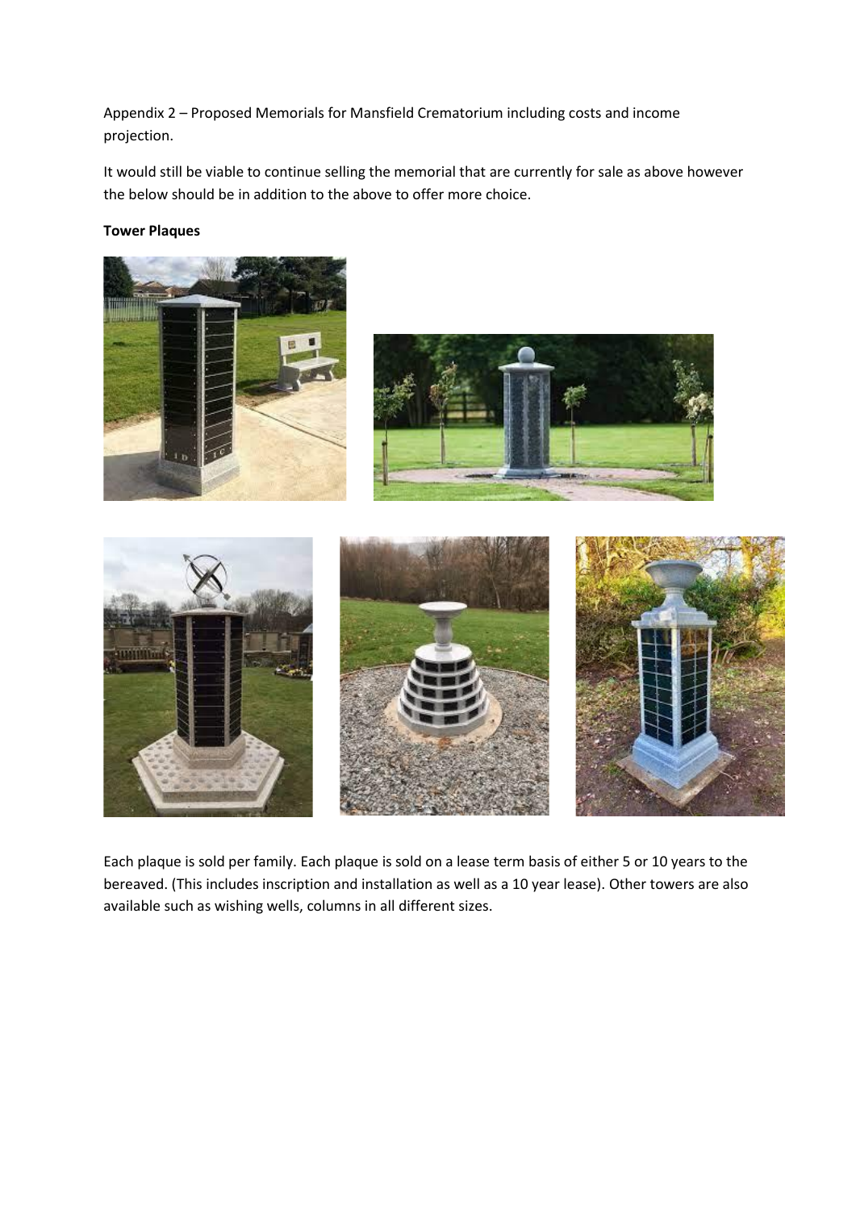Appendix 2 – Proposed Memorials for Mansfield Crematorium including costs and income projection.

It would still be viable to continue selling the memorial that are currently for sale as above however the below should be in addition to the above to offer more choice.

**Tower Plaques**

Each plaque is sold per family. Each plaque is sold on a lease term basis of either 5 or 10 years to the bereaved. (This includes inscription and installation as well as a 10 year lease). Other towers are also available such as wishing wells, columns in all different sizes.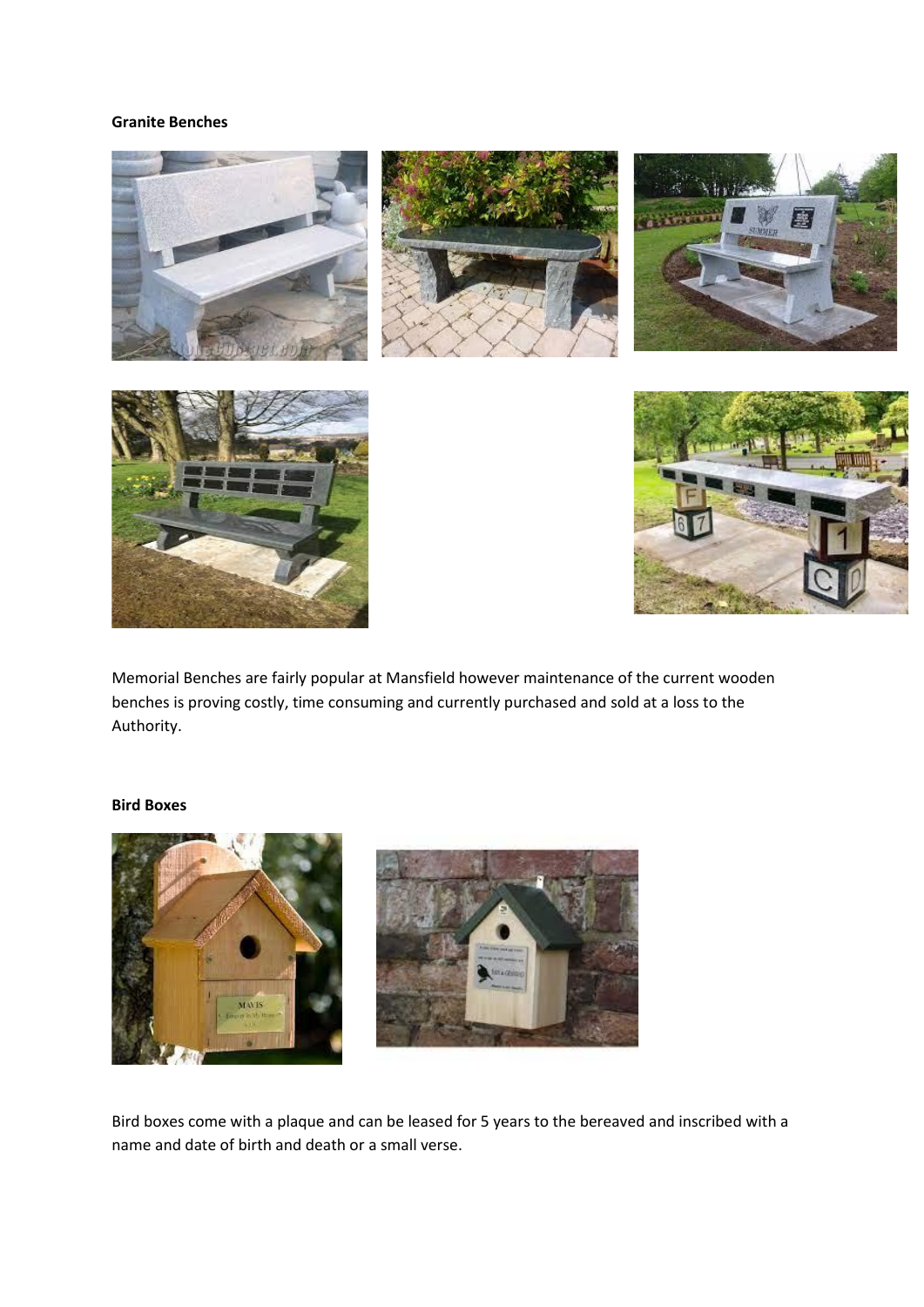**Granite Benches**

Memorial Benches are fairly popular at Mansfield however maintenance of the current wooden benches is proving costly, time consuming and currently purchased and sold at a loss to the Authority.

**Bird Boxes**

Bird boxes come with a plaque and can be leased for 5 years to the bereaved and inscribed with a name and date of birth and death or a small verse.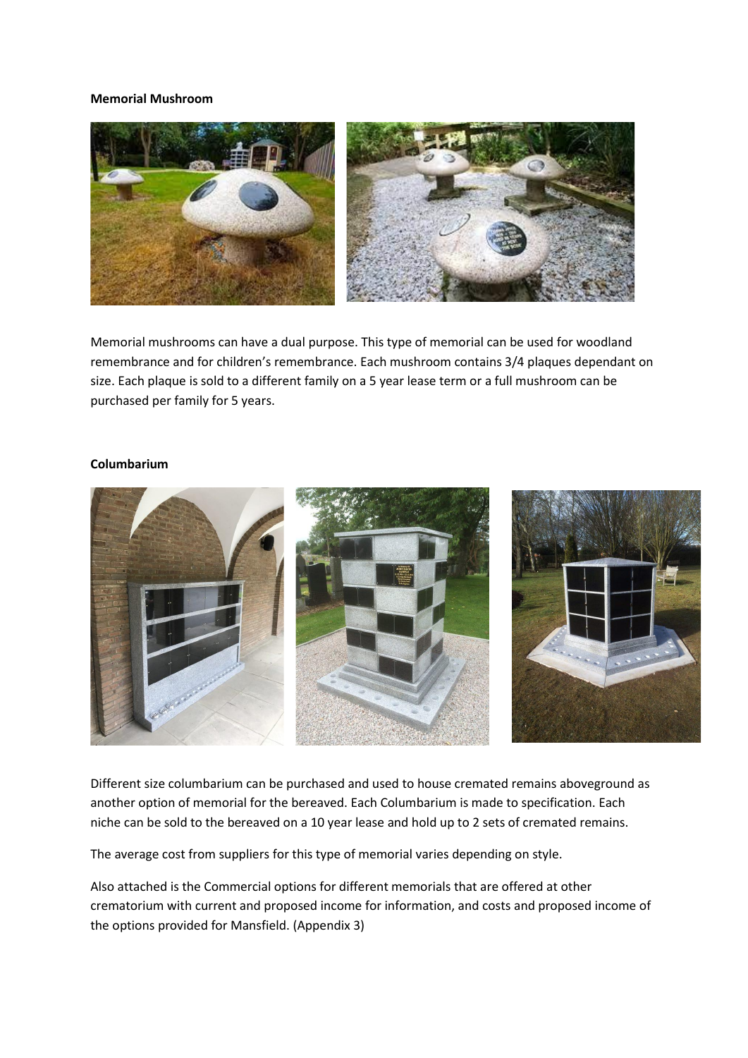**Memorial Mushroom**

Memorial mushrooms can have a dual purpose. This type of memorial can be used for woodland remembrance and for children's remembrance. Each mushroom contains 3/4 plaques dependant on size. Each plaque is sold to a different family on a 5 year lease term or a full mushroom can be purchased per family for 5 years.

**Columbarium**

Different size columbarium can be purchased and used to house cremated remains aboveground as another option of memorial for the bereaved. Each Columbarium is made to specification. Each niche can be sold to the bereaved on a 10 year lease and hold up to 2 sets of cremated remains.

The average cost from suppliers for this type of memorial varies depending on style.

Also attached is the Commercial options for different memorials that are offered at other crematorium with current and proposed income for information, and costs and proposed income of the options provided for Mansfield. (Appendix 3)